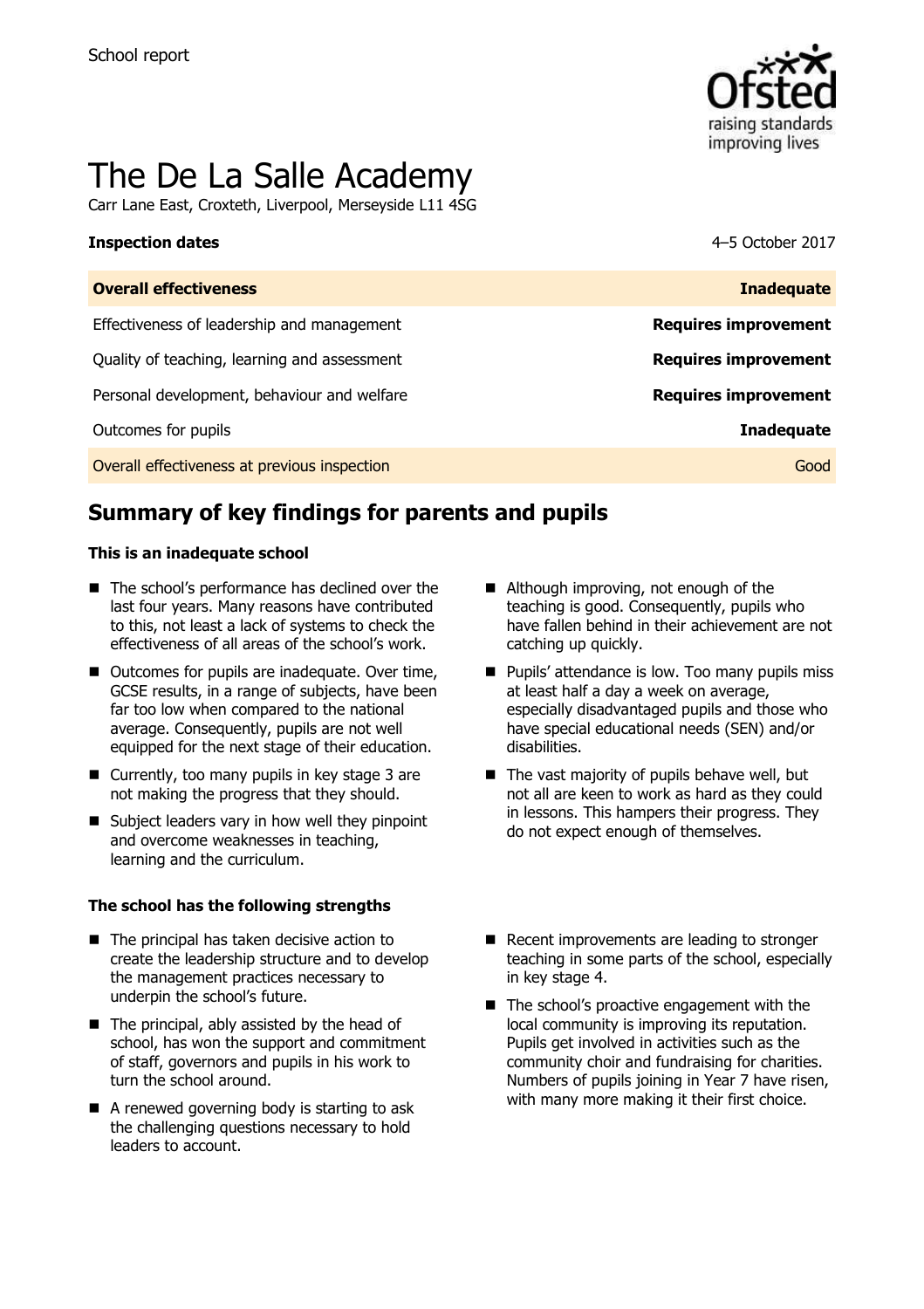School report

# The De La Salle Academy

Carr Lane East, Croxteth, Liverpool, Merseyside L11 4SG

| **Inspection dates** | 4–5 October 2017 |
|---|---|
| **Overall effectiveness** | **Inadequate** |
| Effectiveness of leadership and management | **Requires improvement** |
| Quality of teaching, learning and assessment | **Requires improvement** |
| Personal development, behaviour and welfare | **Requires improvement** |
| Outcomes for pupils | **Inadequate** |
| Overall effectiveness at previous inspection | Good |

## Summary of key findings for parents and pupils

**This is an inadequate school**

- The school's performance has declined over the last four years. Many reasons have contributed to this, not least a lack of systems to check the effectiveness of all areas of the school's work.
- Outcomes for pupils are inadequate. Over time, GCSE results, in a range of subjects, have been far too low when compared to the national average. Consequently, pupils are not well equipped for the next stage of their education.
- Currently, too many pupils in key stage 3 are not making the progress that they should.
- Subject leaders vary in how well they pinpoint and overcome weaknesses in teaching, learning and the curriculum.
- Although improving, not enough of the teaching is good. Consequently, pupils who have fallen behind in their achievement are not catching up quickly.
- Pupils' attendance is low. Too many pupils miss at least half a day a week on average, especially disadvantaged pupils and those who have special educational needs (SEN) and/or disabilities.
- The vast majority of pupils behave well, but not all are keen to work as hard as they could in lessons. This hampers their progress. They do not expect enough of themselves.

**The school has the following strengths**

- The principal has taken decisive action to create the leadership structure and to develop the management practices necessary to underpin the school's future.
- The principal, ably assisted by the head of school, has won the support and commitment of staff, governors and pupils in his work to turn the school around.
- A renewed governing body is starting to ask the challenging questions necessary to hold leaders to account.
- Recent improvements are leading to stronger teaching in some parts of the school, especially in key stage 4.
- The school's proactive engagement with the local community is improving its reputation. Pupils get involved in activities such as the community choir and fundraising for charities. Numbers of pupils joining in Year 7 have risen, with many more making it their first choice.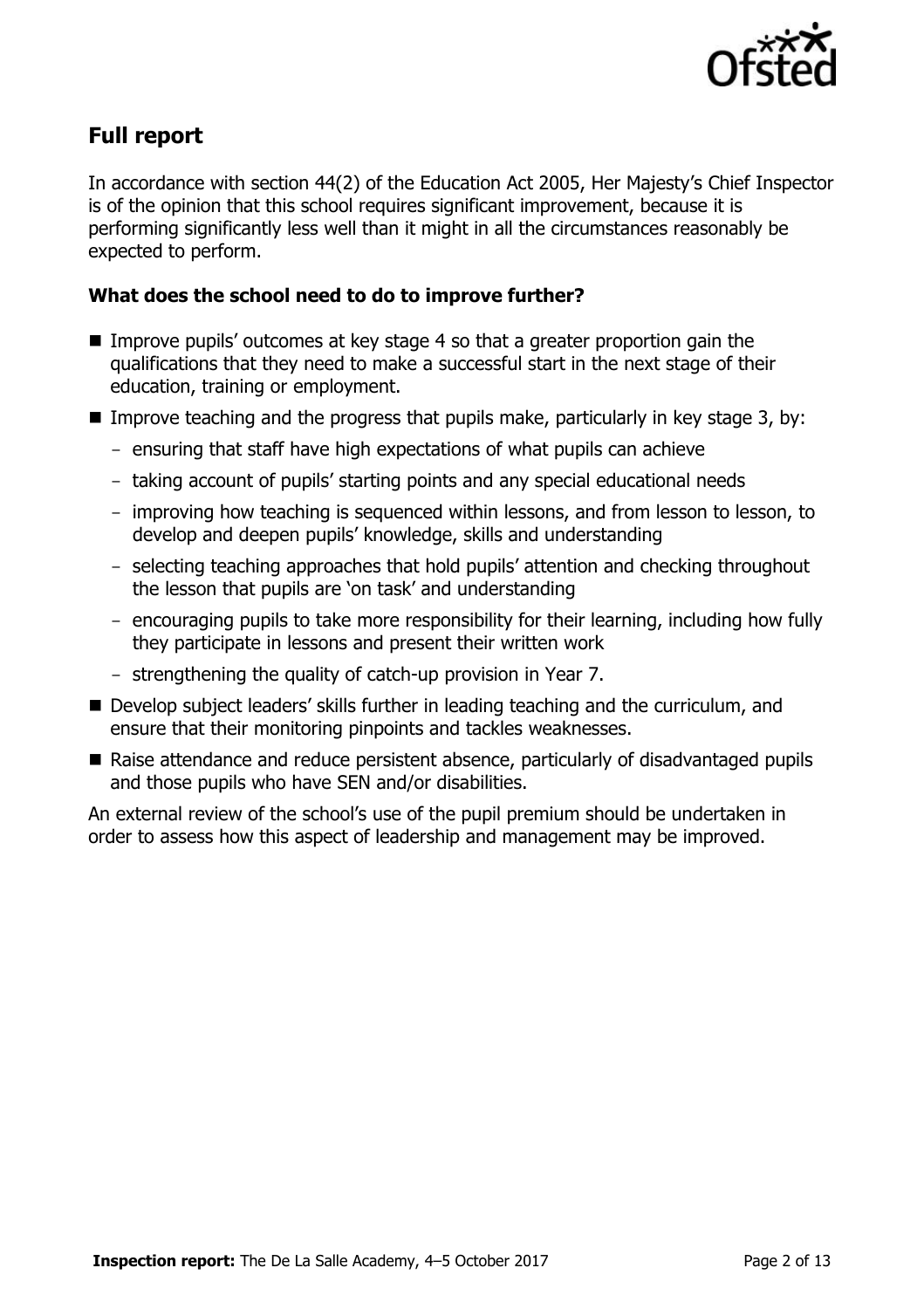## Full report

In accordance with section 44(2) of the Education Act 2005, Her Majesty's Chief Inspector is of the opinion that this school requires significant improvement, because it is performing significantly less well than it might in all the circumstances reasonably be expected to perform.

### What does the school need to do to improve further?

- Improve pupils' outcomes at key stage 4 so that a greater proportion gain the qualifications that they need to make a successful start in the next stage of their education, training or employment.
- Improve teaching and the progress that pupils make, particularly in key stage 3, by:
  - ensuring that staff have high expectations of what pupils can achieve
  - taking account of pupils' starting points and any special educational needs
  - improving how teaching is sequenced within lessons, and from lesson to lesson, to develop and deepen pupils' knowledge, skills and understanding
  - selecting teaching approaches that hold pupils' attention and checking throughout the lesson that pupils are 'on task' and understanding
  - encouraging pupils to take more responsibility for their learning, including how fully they participate in lessons and present their written work
  - strengthening the quality of catch-up provision in Year 7.
- Develop subject leaders' skills further in leading teaching and the curriculum, and ensure that their monitoring pinpoints and tackles weaknesses.
- Raise attendance and reduce persistent absence, particularly of disadvantaged pupils and those pupils who have SEN and/or disabilities.

An external review of the school's use of the pupil premium should be undertaken in order to assess how this aspect of leadership and management may be improved.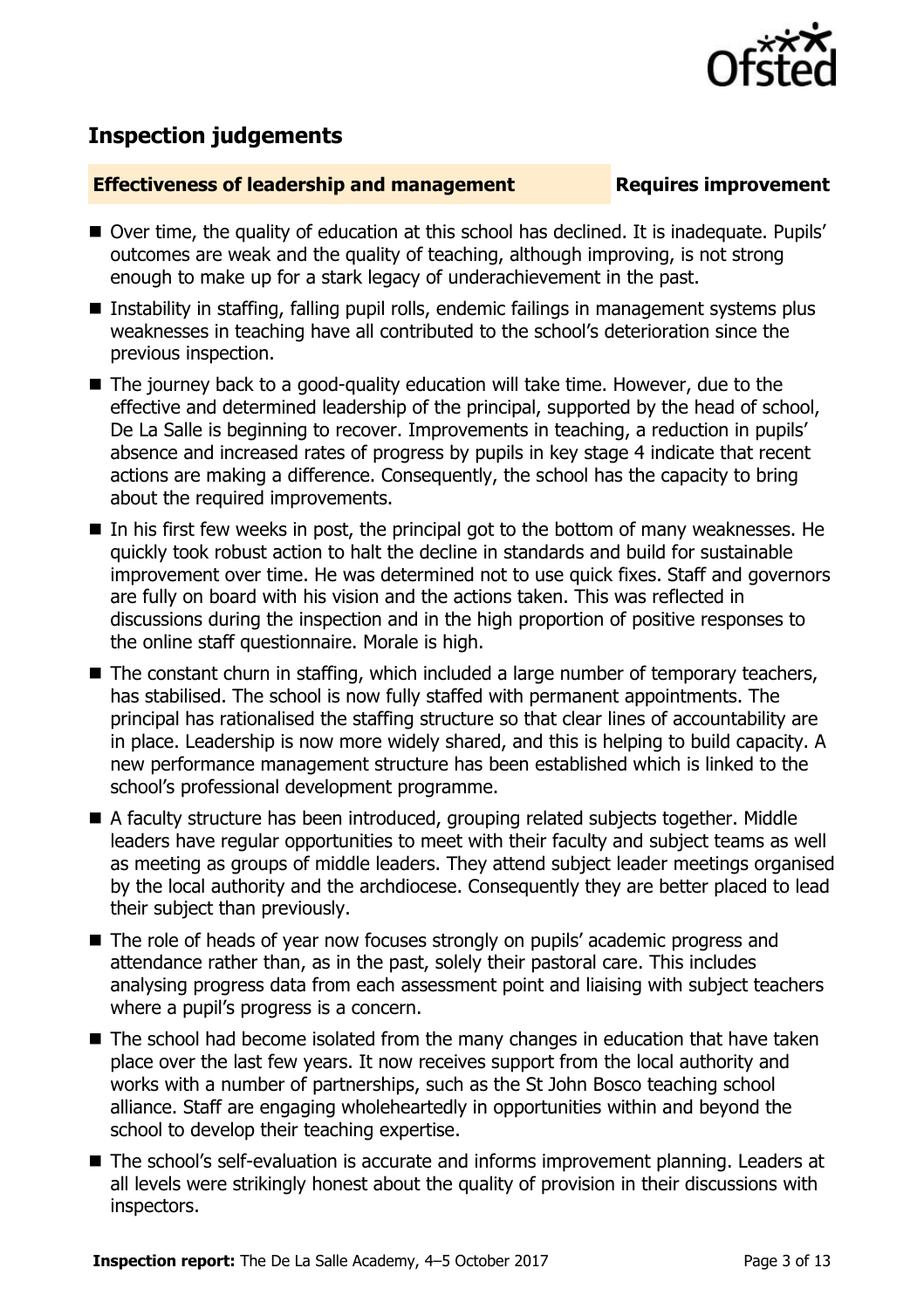## Inspection judgements

### Effectiveness of leadership and management — Requires improvement

- Over time, the quality of education at this school has declined. It is inadequate. Pupils' outcomes are weak and the quality of teaching, although improving, is not strong enough to make up for a stark legacy of underachievement in the past.
- Instability in staffing, falling pupil rolls, endemic failings in management systems plus weaknesses in teaching have all contributed to the school's deterioration since the previous inspection.
- The journey back to a good-quality education will take time. However, due to the effective and determined leadership of the principal, supported by the head of school, De La Salle is beginning to recover. Improvements in teaching, a reduction in pupils' absence and increased rates of progress by pupils in key stage 4 indicate that recent actions are making a difference. Consequently, the school has the capacity to bring about the required improvements.
- In his first few weeks in post, the principal got to the bottom of many weaknesses. He quickly took robust action to halt the decline in standards and build for sustainable improvement over time. He was determined not to use quick fixes. Staff and governors are fully on board with his vision and the actions taken. This was reflected in discussions during the inspection and in the high proportion of positive responses to the online staff questionnaire. Morale is high.
- The constant churn in staffing, which included a large number of temporary teachers, has stabilised. The school is now fully staffed with permanent appointments. The principal has rationalised the staffing structure so that clear lines of accountability are in place. Leadership is now more widely shared, and this is helping to build capacity. A new performance management structure has been established which is linked to the school's professional development programme.
- A faculty structure has been introduced, grouping related subjects together. Middle leaders have regular opportunities to meet with their faculty and subject teams as well as meeting as groups of middle leaders. They attend subject leader meetings organised by the local authority and the archdiocese. Consequently they are better placed to lead their subject than previously.
- The role of heads of year now focuses strongly on pupils' academic progress and attendance rather than, as in the past, solely their pastoral care. This includes analysing progress data from each assessment point and liaising with subject teachers where a pupil's progress is a concern.
- The school had become isolated from the many changes in education that have taken place over the last few years. It now receives support from the local authority and works with a number of partnerships, such as the St John Bosco teaching school alliance. Staff are engaging wholeheartedly in opportunities within and beyond the school to develop their teaching expertise.
- The school's self-evaluation is accurate and informs improvement planning. Leaders at all levels were strikingly honest about the quality of provision in their discussions with inspectors.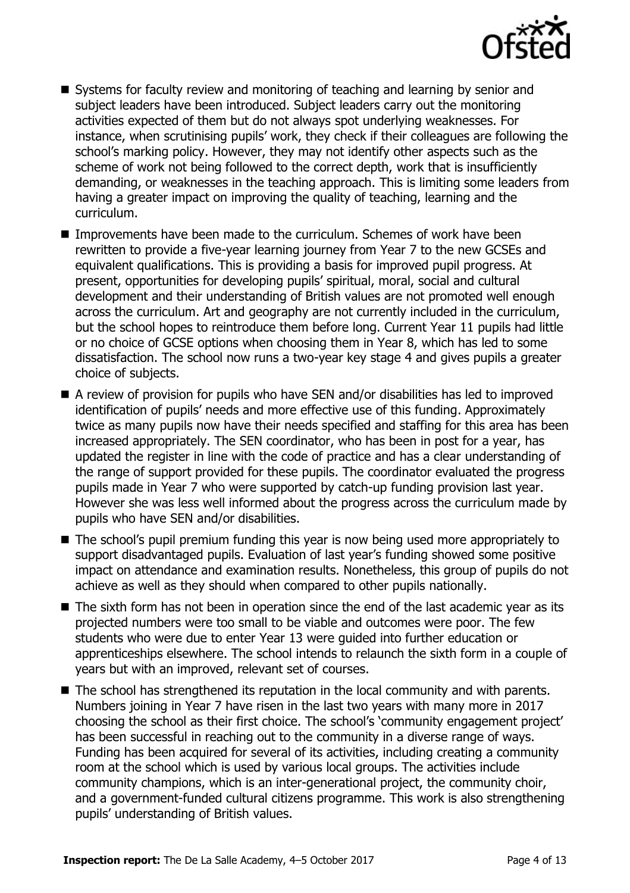- Systems for faculty review and monitoring of teaching and learning by senior and subject leaders have been introduced. Subject leaders carry out the monitoring activities expected of them but do not always spot underlying weaknesses. For instance, when scrutinising pupils' work, they check if their colleagues are following the school's marking policy. However, they may not identify other aspects such as the scheme of work not being followed to the correct depth, work that is insufficiently demanding, or weaknesses in the teaching approach. This is limiting some leaders from having a greater impact on improving the quality of teaching, learning and the curriculum.
- Improvements have been made to the curriculum. Schemes of work have been rewritten to provide a five-year learning journey from Year 7 to the new GCSEs and equivalent qualifications. This is providing a basis for improved pupil progress. At present, opportunities for developing pupils' spiritual, moral, social and cultural development and their understanding of British values are not promoted well enough across the curriculum. Art and geography are not currently included in the curriculum, but the school hopes to reintroduce them before long. Current Year 11 pupils had little or no choice of GCSE options when choosing them in Year 8, which has led to some dissatisfaction. The school now runs a two-year key stage 4 and gives pupils a greater choice of subjects.
- A review of provision for pupils who have SEN and/or disabilities has led to improved identification of pupils' needs and more effective use of this funding. Approximately twice as many pupils now have their needs specified and staffing for this area has been increased appropriately. The SEN coordinator, who has been in post for a year, has updated the register in line with the code of practice and has a clear understanding of the range of support provided for these pupils. The coordinator evaluated the progress pupils made in Year 7 who were supported by catch-up funding provision last year. However she was less well informed about the progress across the curriculum made by pupils who have SEN and/or disabilities.
- The school's pupil premium funding this year is now being used more appropriately to support disadvantaged pupils. Evaluation of last year's funding showed some positive impact on attendance and examination results. Nonetheless, this group of pupils do not achieve as well as they should when compared to other pupils nationally.
- The sixth form has not been in operation since the end of the last academic year as its projected numbers were too small to be viable and outcomes were poor. The few students who were due to enter Year 13 were guided into further education or apprenticeships elsewhere. The school intends to relaunch the sixth form in a couple of years but with an improved, relevant set of courses.
- The school has strengthened its reputation in the local community and with parents. Numbers joining in Year 7 have risen in the last two years with many more in 2017 choosing the school as their first choice. The school's 'community engagement project' has been successful in reaching out to the community in a diverse range of ways. Funding has been acquired for several of its activities, including creating a community room at the school which is used by various local groups. The activities include community champions, which is an inter-generational project, the community choir, and a government-funded cultural citizens programme. This work is also strengthening pupils' understanding of British values.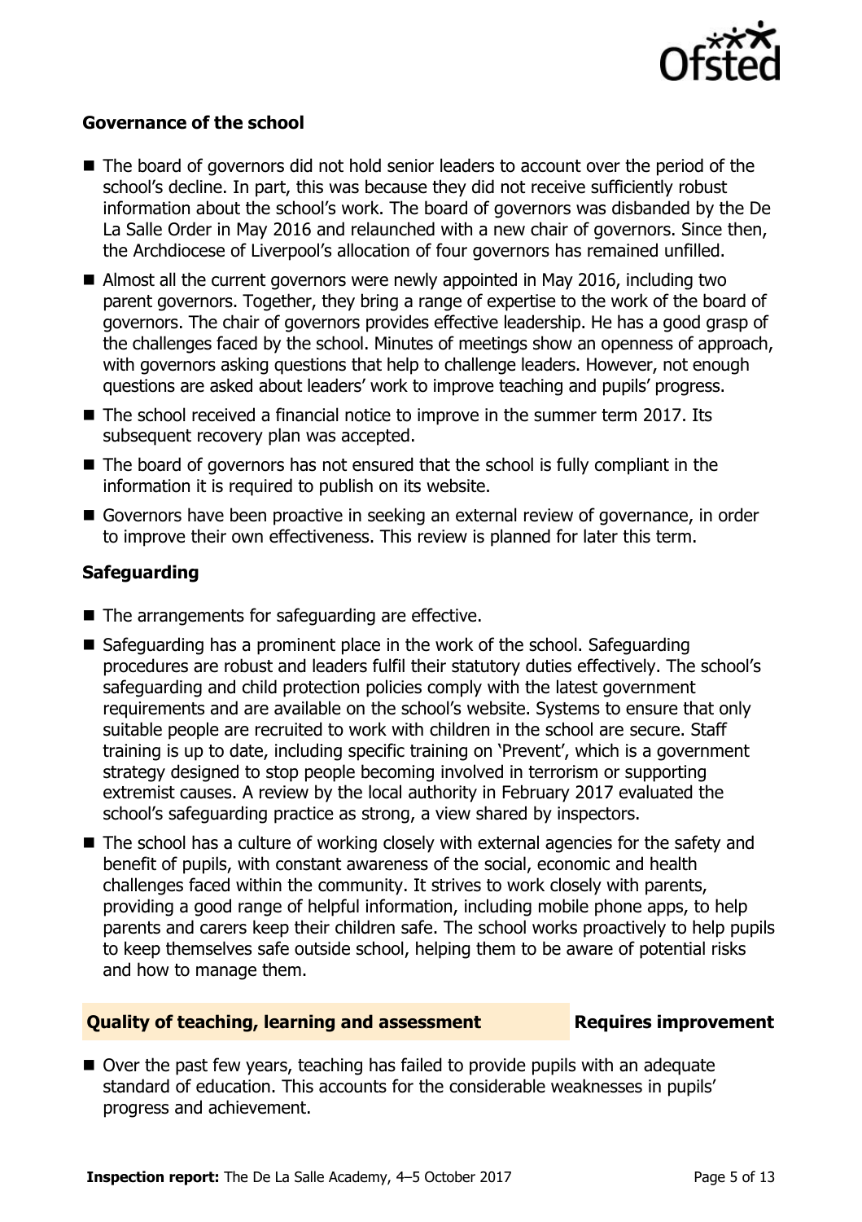### Governance of the school

- The board of governors did not hold senior leaders to account over the period of the school's decline. In part, this was because they did not receive sufficiently robust information about the school's work. The board of governors was disbanded by the De La Salle Order in May 2016 and relaunched with a new chair of governors. Since then, the Archdiocese of Liverpool's allocation of four governors has remained unfilled.
- Almost all the current governors were newly appointed in May 2016, including two parent governors. Together, they bring a range of expertise to the work of the board of governors. The chair of governors provides effective leadership. He has a good grasp of the challenges faced by the school. Minutes of meetings show an openness of approach, with governors asking questions that help to challenge leaders. However, not enough questions are asked about leaders' work to improve teaching and pupils' progress.
- The school received a financial notice to improve in the summer term 2017. Its subsequent recovery plan was accepted.
- The board of governors has not ensured that the school is fully compliant in the information it is required to publish on its website.
- Governors have been proactive in seeking an external review of governance, in order to improve their own effectiveness. This review is planned for later this term.

### Safeguarding

- The arrangements for safeguarding are effective.
- Safeguarding has a prominent place in the work of the school. Safeguarding procedures are robust and leaders fulfil their statutory duties effectively. The school's safeguarding and child protection policies comply with the latest government requirements and are available on the school's website. Systems to ensure that only suitable people are recruited to work with children in the school are secure. Staff training is up to date, including specific training on 'Prevent', which is a government strategy designed to stop people becoming involved in terrorism or supporting extremist causes. A review by the local authority in February 2017 evaluated the school's safeguarding practice as strong, a view shared by inspectors.
- The school has a culture of working closely with external agencies for the safety and benefit of pupils, with constant awareness of the social, economic and health challenges faced within the community. It strives to work closely with parents, providing a good range of helpful information, including mobile phone apps, to help parents and carers keep their children safe. The school works proactively to help pupils to keep themselves safe outside school, helping them to be aware of potential risks and how to manage them.

## Quality of teaching, learning and assessment — Requires improvement

- Over the past few years, teaching has failed to provide pupils with an adequate standard of education. This accounts for the considerable weaknesses in pupils' progress and achievement.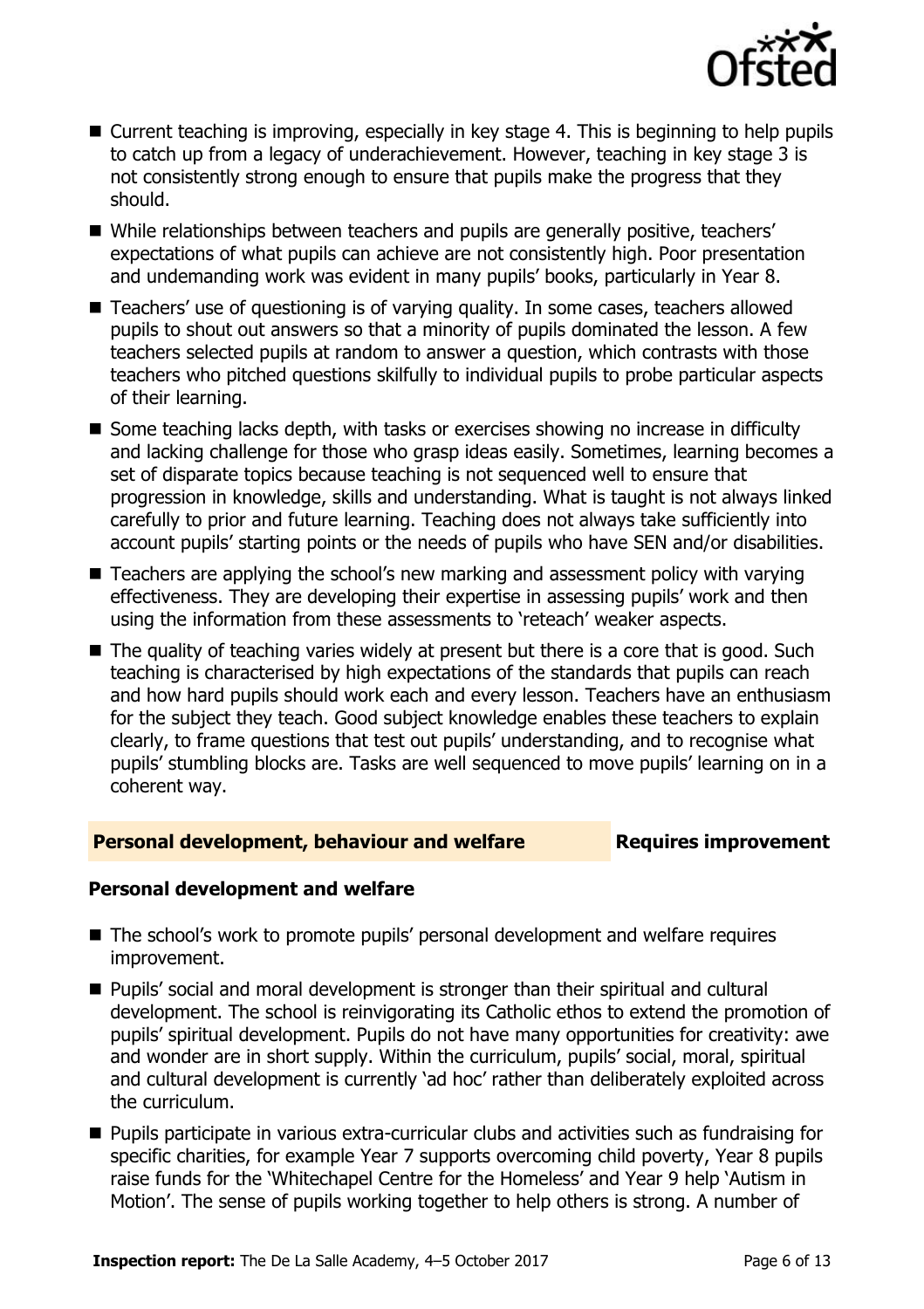- Current teaching is improving, especially in key stage 4. This is beginning to help pupils to catch up from a legacy of underachievement. However, teaching in key stage 3 is not consistently strong enough to ensure that pupils make the progress that they should.
- While relationships between teachers and pupils are generally positive, teachers' expectations of what pupils can achieve are not consistently high. Poor presentation and undemanding work was evident in many pupils' books, particularly in Year 8.
- Teachers' use of questioning is of varying quality. In some cases, teachers allowed pupils to shout out answers so that a minority of pupils dominated the lesson. A few teachers selected pupils at random to answer a question, which contrasts with those teachers who pitched questions skilfully to individual pupils to probe particular aspects of their learning.
- Some teaching lacks depth, with tasks or exercises showing no increase in difficulty and lacking challenge for those who grasp ideas easily. Sometimes, learning becomes a set of disparate topics because teaching is not sequenced well to ensure that progression in knowledge, skills and understanding. What is taught is not always linked carefully to prior and future learning. Teaching does not always take sufficiently into account pupils' starting points or the needs of pupils who have SEN and/or disabilities.
- Teachers are applying the school's new marking and assessment policy with varying effectiveness. They are developing their expertise in assessing pupils' work and then using the information from these assessments to 'reteach' weaker aspects.
- The quality of teaching varies widely at present but there is a core that is good. Such teaching is characterised by high expectations of the standards that pupils can reach and how hard pupils should work each and every lesson. Teachers have an enthusiasm for the subject they teach. Good subject knowledge enables these teachers to explain clearly, to frame questions that test out pupils' understanding, and to recognise what pupils' stumbling blocks are. Tasks are well sequenced to move pupils' learning on in a coherent way.

## Personal development, behaviour and welfare — Requires improvement

### Personal development and welfare

- The school's work to promote pupils' personal development and welfare requires improvement.
- Pupils' social and moral development is stronger than their spiritual and cultural development. The school is reinvigorating its Catholic ethos to extend the promotion of pupils' spiritual development. Pupils do not have many opportunities for creativity: awe and wonder are in short supply. Within the curriculum, pupils' social, moral, spiritual and cultural development is currently 'ad hoc' rather than deliberately exploited across the curriculum.
- Pupils participate in various extra-curricular clubs and activities such as fundraising for specific charities, for example Year 7 supports overcoming child poverty, Year 8 pupils raise funds for the 'Whitechapel Centre for the Homeless' and Year 9 help 'Autism in Motion'. The sense of pupils working together to help others is strong. A number of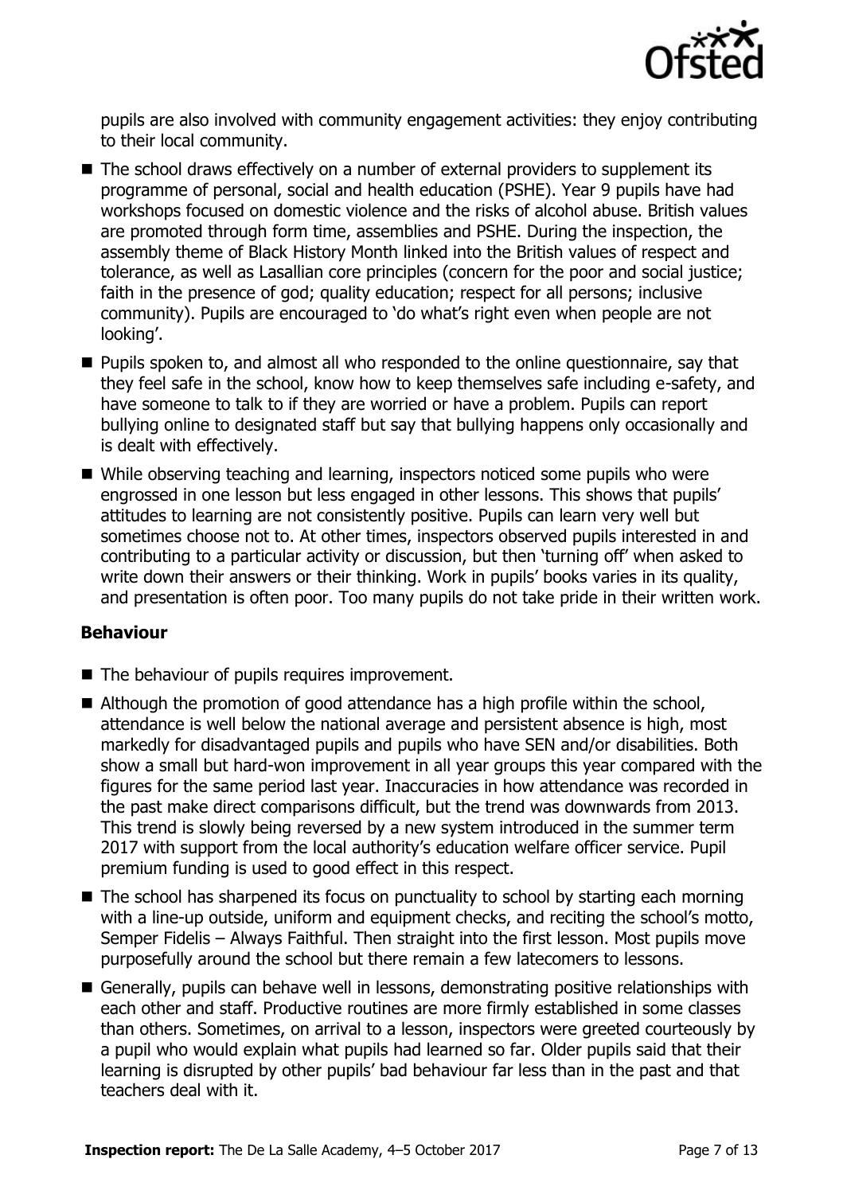pupils are also involved with community engagement activities: they enjoy contributing to their local community.

- The school draws effectively on a number of external providers to supplement its programme of personal, social and health education (PSHE). Year 9 pupils have had workshops focused on domestic violence and the risks of alcohol abuse. British values are promoted through form time, assemblies and PSHE. During the inspection, the assembly theme of Black History Month linked into the British values of respect and tolerance, as well as Lasallian core principles (concern for the poor and social justice; faith in the presence of god; quality education; respect for all persons; inclusive community). Pupils are encouraged to 'do what's right even when people are not looking'.
- Pupils spoken to, and almost all who responded to the online questionnaire, say that they feel safe in the school, know how to keep themselves safe including e-safety, and have someone to talk to if they are worried or have a problem. Pupils can report bullying online to designated staff but say that bullying happens only occasionally and is dealt with effectively.
- While observing teaching and learning, inspectors noticed some pupils who were engrossed in one lesson but less engaged in other lessons. This shows that pupils' attitudes to learning are not consistently positive. Pupils can learn very well but sometimes choose not to. At other times, inspectors observed pupils interested in and contributing to a particular activity or discussion, but then 'turning off' when asked to write down their answers or their thinking. Work in pupils' books varies in its quality, and presentation is often poor. Too many pupils do not take pride in their written work.

### Behaviour

- The behaviour of pupils requires improvement.
- Although the promotion of good attendance has a high profile within the school, attendance is well below the national average and persistent absence is high, most markedly for disadvantaged pupils and pupils who have SEN and/or disabilities. Both show a small but hard-won improvement in all year groups this year compared with the figures for the same period last year. Inaccuracies in how attendance was recorded in the past make direct comparisons difficult, but the trend was downwards from 2013. This trend is slowly being reversed by a new system introduced in the summer term 2017 with support from the local authority's education welfare officer service. Pupil premium funding is used to good effect in this respect.
- The school has sharpened its focus on punctuality to school by starting each morning with a line-up outside, uniform and equipment checks, and reciting the school's motto, Semper Fidelis – Always Faithful. Then straight into the first lesson. Most pupils move purposefully around the school but there remain a few latecomers to lessons.
- Generally, pupils can behave well in lessons, demonstrating positive relationships with each other and staff. Productive routines are more firmly established in some classes than others. Sometimes, on arrival to a lesson, inspectors were greeted courteously by a pupil who would explain what pupils had learned so far. Older pupils said that their learning is disrupted by other pupils' bad behaviour far less than in the past and that teachers deal with it.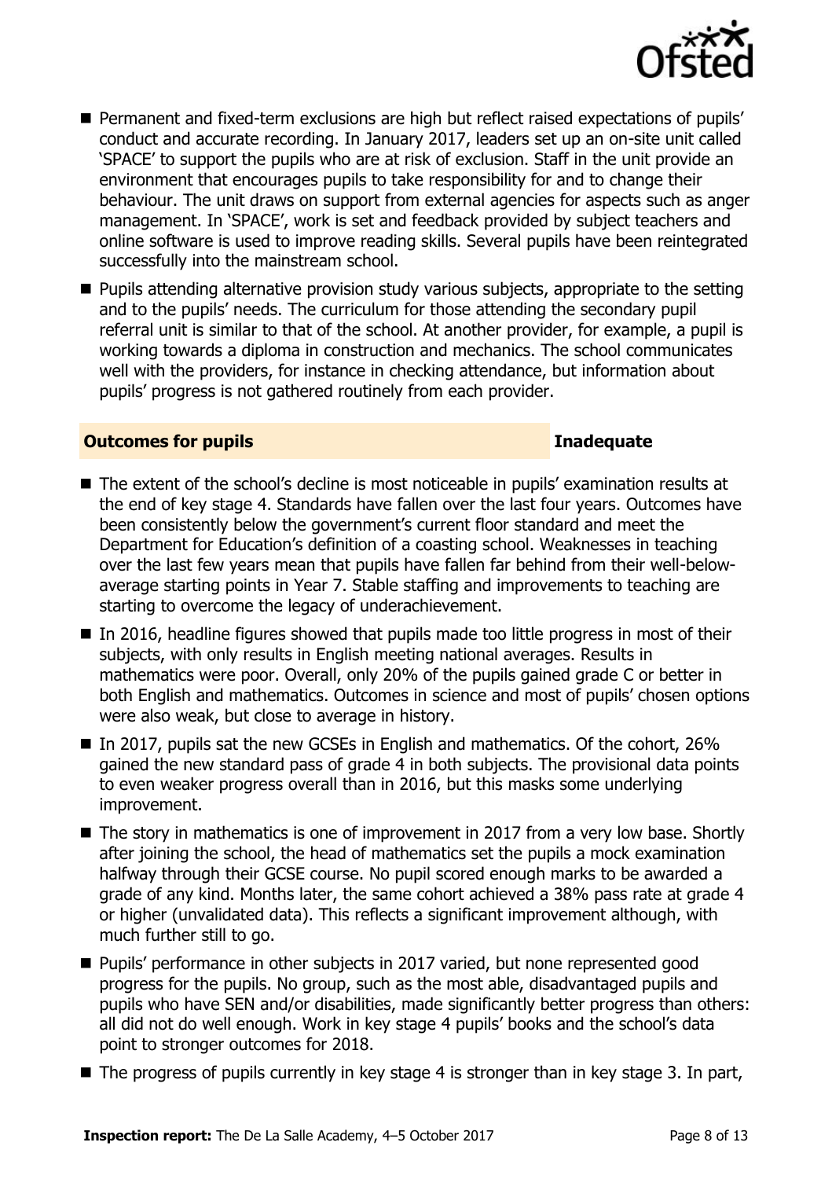- Permanent and fixed-term exclusions are high but reflect raised expectations of pupils' conduct and accurate recording. In January 2017, leaders set up an on-site unit called 'SPACE' to support the pupils who are at risk of exclusion. Staff in the unit provide an environment that encourages pupils to take responsibility for and to change their behaviour. The unit draws on support from external agencies for aspects such as anger management. In 'SPACE', work is set and feedback provided by subject teachers and online software is used to improve reading skills. Several pupils have been reintegrated successfully into the mainstream school.
- Pupils attending alternative provision study various subjects, appropriate to the setting and to the pupils' needs. The curriculum for those attending the secondary pupil referral unit is similar to that of the school. At another provider, for example, a pupil is working towards a diploma in construction and mechanics. The school communicates well with the providers, for instance in checking attendance, but information about pupils' progress is not gathered routinely from each provider.

## Outcomes for pupils — Inadequate

- The extent of the school's decline is most noticeable in pupils' examination results at the end of key stage 4. Standards have fallen over the last four years. Outcomes have been consistently below the government's current floor standard and meet the Department for Education's definition of a coasting school. Weaknesses in teaching over the last few years mean that pupils have fallen far behind from their well-below-average starting points in Year 7. Stable staffing and improvements to teaching are starting to overcome the legacy of underachievement.
- In 2016, headline figures showed that pupils made too little progress in most of their subjects, with only results in English meeting national averages. Results in mathematics were poor. Overall, only 20% of the pupils gained grade C or better in both English and mathematics. Outcomes in science and most of pupils' chosen options were also weak, but close to average in history.
- In 2017, pupils sat the new GCSEs in English and mathematics. Of the cohort, 26% gained the new standard pass of grade 4 in both subjects. The provisional data points to even weaker progress overall than in 2016, but this masks some underlying improvement.
- The story in mathematics is one of improvement in 2017 from a very low base. Shortly after joining the school, the head of mathematics set the pupils a mock examination halfway through their GCSE course. No pupil scored enough marks to be awarded a grade of any kind. Months later, the same cohort achieved a 38% pass rate at grade 4 or higher (unvalidated data). This reflects a significant improvement although, with much further still to go.
- Pupils' performance in other subjects in 2017 varied, but none represented good progress for the pupils. No group, such as the most able, disadvantaged pupils and pupils who have SEN and/or disabilities, made significantly better progress than others: all did not do well enough. Work in key stage 4 pupils' books and the school's data point to stronger outcomes for 2018.
- The progress of pupils currently in key stage 4 is stronger than in key stage 3. In part,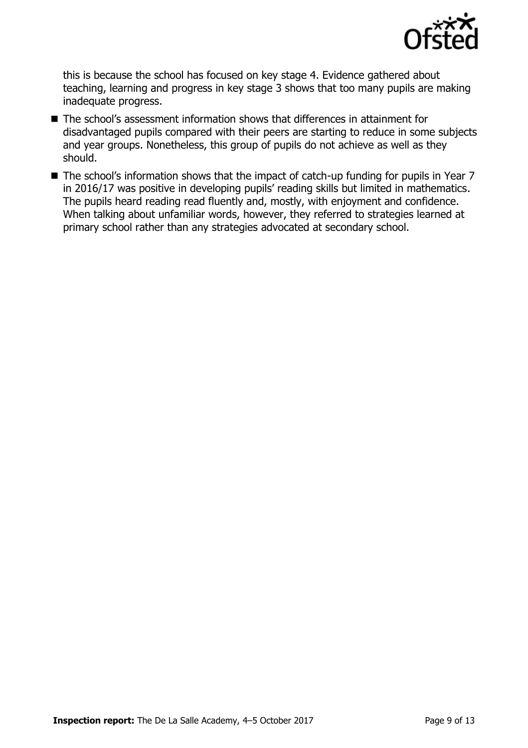this is because the school has focused on key stage 4. Evidence gathered about teaching, learning and progress in key stage 3 shows that too many pupils are making inadequate progress.

- The school's assessment information shows that differences in attainment for disadvantaged pupils compared with their peers are starting to reduce in some subjects and year groups. Nonetheless, this group of pupils do not achieve as well as they should.
- The school's information shows that the impact of catch-up funding for pupils in Year 7 in 2016/17 was positive in developing pupils' reading skills but limited in mathematics. The pupils heard reading read fluently and, mostly, with enjoyment and confidence. When talking about unfamiliar words, however, they referred to strategies learned at primary school rather than any strategies advocated at secondary school.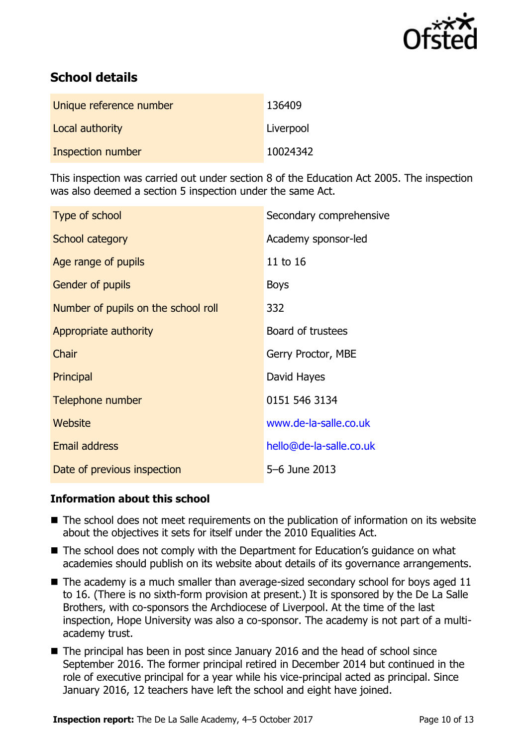## School details

| Unique reference number | 136409 |
| --- | --- |
| Local authority | Liverpool |
| Inspection number | 10024342 |

This inspection was carried out under section 8 of the Education Act 2005. The inspection was also deemed a section 5 inspection under the same Act.

| Type of school | Secondary comprehensive |
| --- | --- |
| School category | Academy sponsor-led |
| Age range of pupils | 11 to 16 |
| Gender of pupils | Boys |
| Number of pupils on the school roll | 332 |
| Appropriate authority | Board of trustees |
| Chair | Gerry Proctor, MBE |
| Principal | David Hayes |
| Telephone number | 0151 546 3134 |
| Website | www.de-la-salle.co.uk |
| Email address | hello@de-la-salle.co.uk |
| Date of previous inspection | 5–6 June 2013 |

### Information about this school

- The school does not meet requirements on the publication of information on its website about the objectives it sets for itself under the 2010 Equalities Act.
- The school does not comply with the Department for Education's guidance on what academies should publish on its website about details of its governance arrangements.
- The academy is a much smaller than average-sized secondary school for boys aged 11 to 16. (There is no sixth-form provision at present.) It is sponsored by the De La Salle Brothers, with co-sponsors the Archdiocese of Liverpool. At the time of the last inspection, Hope University was also a co-sponsor. The academy is not part of a multi-academy trust.
- The principal has been in post since January 2016 and the head of school since September 2016. The former principal retired in December 2014 but continued in the role of executive principal for a year while his vice-principal acted as principal. Since January 2016, 12 teachers have left the school and eight have joined.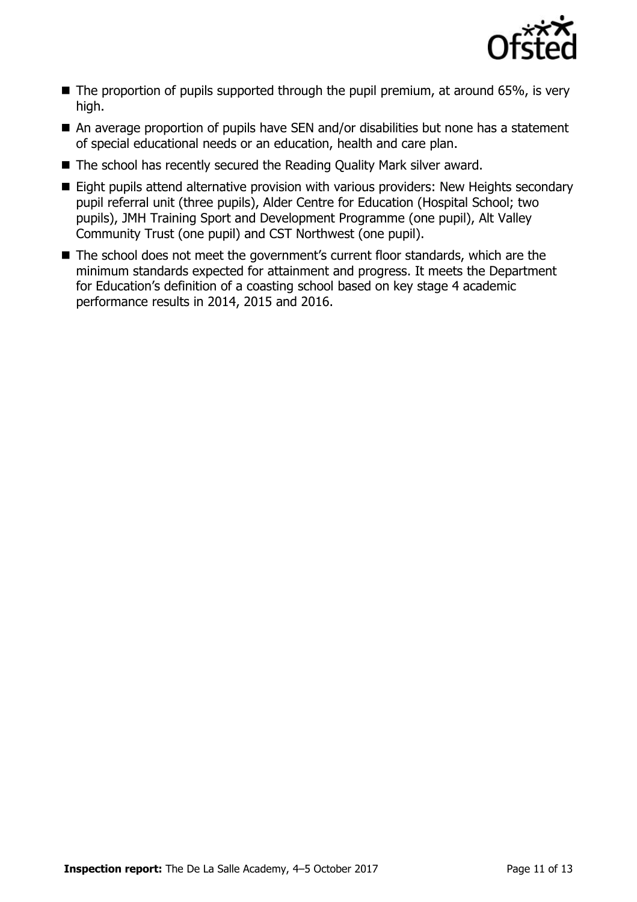- The proportion of pupils supported through the pupil premium, at around 65%, is very high.
- An average proportion of pupils have SEN and/or disabilities but none has a statement of special educational needs or an education, health and care plan.
- The school has recently secured the Reading Quality Mark silver award.
- Eight pupils attend alternative provision with various providers: New Heights secondary pupil referral unit (three pupils), Alder Centre for Education (Hospital School; two pupils), JMH Training Sport and Development Programme (one pupil), Alt Valley Community Trust (one pupil) and CST Northwest (one pupil).
- The school does not meet the government's current floor standards, which are the minimum standards expected for attainment and progress. It meets the Department for Education's definition of a coasting school based on key stage 4 academic performance results in 2014, 2015 and 2016.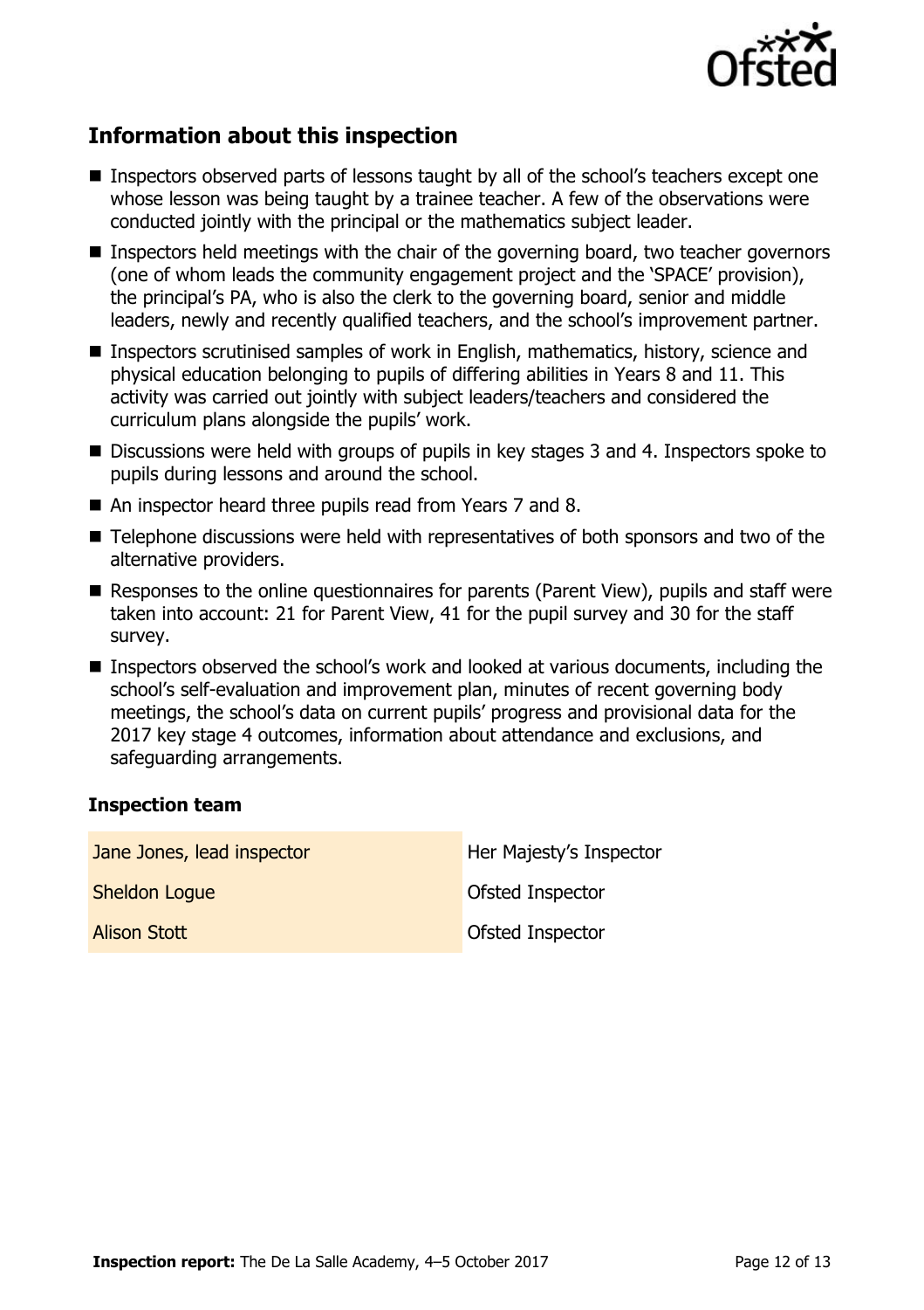## Information about this inspection

- Inspectors observed parts of lessons taught by all of the school's teachers except one whose lesson was being taught by a trainee teacher. A few of the observations were conducted jointly with the principal or the mathematics subject leader.
- Inspectors held meetings with the chair of the governing board, two teacher governors (one of whom leads the community engagement project and the 'SPACE' provision), the principal's PA, who is also the clerk to the governing board, senior and middle leaders, newly and recently qualified teachers, and the school's improvement partner.
- Inspectors scrutinised samples of work in English, mathematics, history, science and physical education belonging to pupils of differing abilities in Years 8 and 11. This activity was carried out jointly with subject leaders/teachers and considered the curriculum plans alongside the pupils' work.
- Discussions were held with groups of pupils in key stages 3 and 4. Inspectors spoke to pupils during lessons and around the school.
- An inspector heard three pupils read from Years 7 and 8.
- Telephone discussions were held with representatives of both sponsors and two of the alternative providers.
- Responses to the online questionnaires for parents (Parent View), pupils and staff were taken into account: 21 for Parent View, 41 for the pupil survey and 30 for the staff survey.
- Inspectors observed the school's work and looked at various documents, including the school's self-evaluation and improvement plan, minutes of recent governing body meetings, the school's data on current pupils' progress and provisional data for the 2017 key stage 4 outcomes, information about attendance and exclusions, and safeguarding arrangements.

### Inspection team

| | |
|---|---|
| Jane Jones, lead inspector | Her Majesty's Inspector |
| Sheldon Logue | Ofsted Inspector |
| Alison Stott | Ofsted Inspector |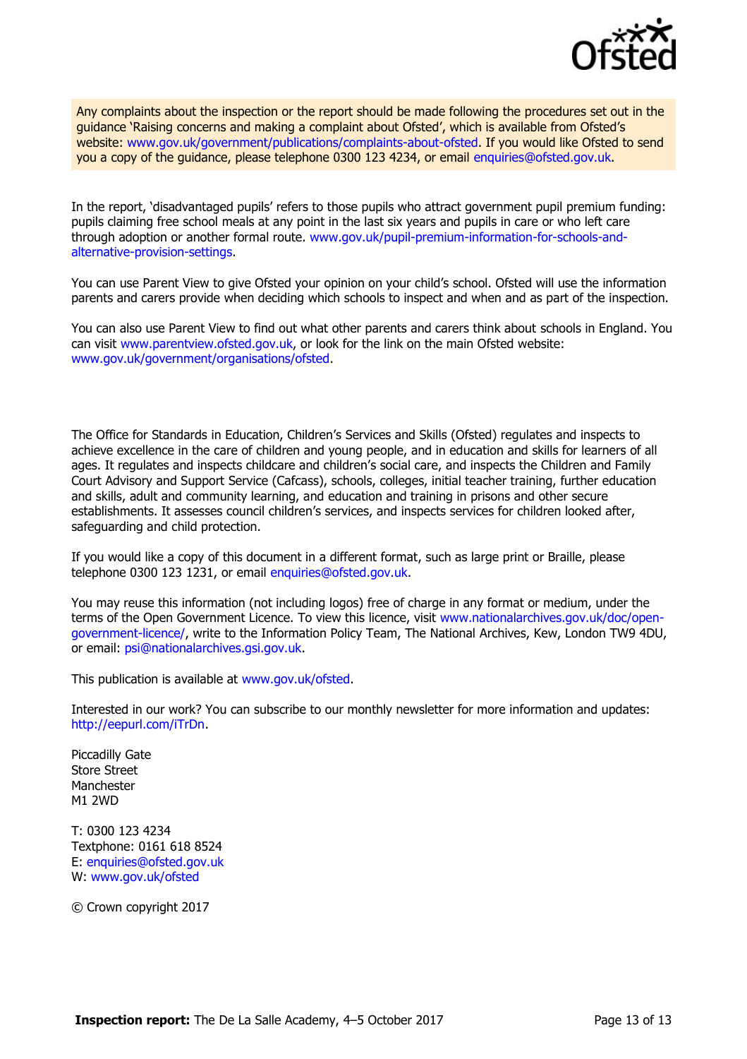Any complaints about the inspection or the report should be made following the procedures set out in the guidance 'Raising concerns and making a complaint about Ofsted', which is available from Ofsted's website: www.gov.uk/government/publications/complaints-about-ofsted. If you would like Ofsted to send you a copy of the guidance, please telephone 0300 123 4234, or email enquiries@ofsted.gov.uk.

In the report, 'disadvantaged pupils' refers to those pupils who attract government pupil premium funding: pupils claiming free school meals at any point in the last six years and pupils in care or who left care through adoption or another formal route. www.gov.uk/pupil-premium-information-for-schools-and-alternative-provision-settings.

You can use Parent View to give Ofsted your opinion on your child's school. Ofsted will use the information parents and carers provide when deciding which schools to inspect and when and as part of the inspection.

You can also use Parent View to find out what other parents and carers think about schools in England. You can visit www.parentview.ofsted.gov.uk, or look for the link on the main Ofsted website: www.gov.uk/government/organisations/ofsted.

The Office for Standards in Education, Children's Services and Skills (Ofsted) regulates and inspects to achieve excellence in the care of children and young people, and in education and skills for learners of all ages. It regulates and inspects childcare and children's social care, and inspects the Children and Family Court Advisory and Support Service (Cafcass), schools, colleges, initial teacher training, further education and skills, adult and community learning, and education and training in prisons and other secure establishments. It assesses council children's services, and inspects services for children looked after, safeguarding and child protection.

If you would like a copy of this document in a different format, such as large print or Braille, please telephone 0300 123 1231, or email enquiries@ofsted.gov.uk.

You may reuse this information (not including logos) free of charge in any format or medium, under the terms of the Open Government Licence. To view this licence, visit www.nationalarchives.gov.uk/doc/open-government-licence/, write to the Information Policy Team, The National Archives, Kew, London TW9 4DU, or email: psi@nationalarchives.gsi.gov.uk.

This publication is available at www.gov.uk/ofsted.

Interested in our work? You can subscribe to our monthly newsletter for more information and updates: http://eepurl.com/iTrDn.

Piccadilly Gate  
Store Street  
Manchester  
M1 2WD

T: 0300 123 4234  
Textphone: 0161 618 8524  
E: enquiries@ofsted.gov.uk  
W: www.gov.uk/ofsted

© Crown copyright 2017